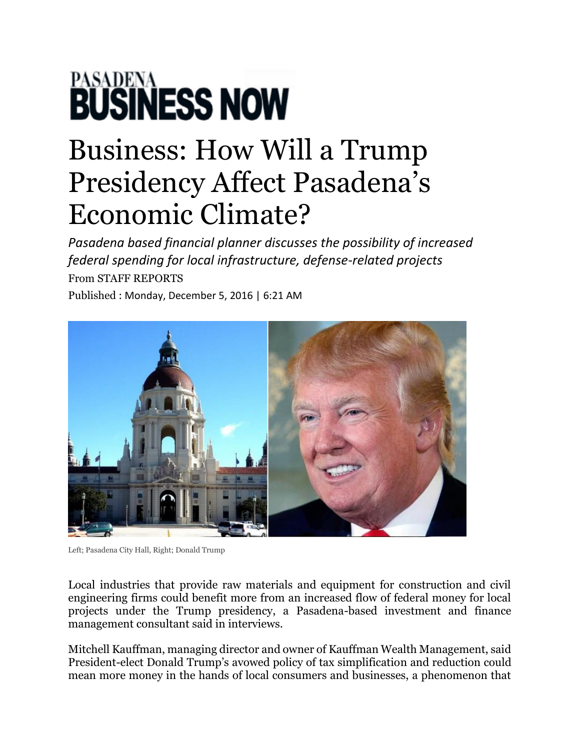PASADENA
**BUSINESS NOW**

# Business: How Will a Trump Presidency Affect Pasadena's Economic Climate?

*Pasadena based financial planner discusses the possibility of increased federal spending for local infrastructure, defense-related projects*

From STAFF REPORTS

Published : Monday, December 5, 2016 | 6:21 AM

Left; Pasadena City Hall, Right; Donald Trump

Local industries that provide raw materials and equipment for construction and civil engineering firms could benefit more from an increased flow of federal money for local projects under the Trump presidency, a Pasadena-based investment and finance management consultant said in interviews.

Mitchell Kauffman, managing director and owner of Kauffman Wealth Management, said President-elect Donald Trump's avowed policy of tax simplification and reduction could mean more money in the hands of local consumers and businesses, a phenomenon that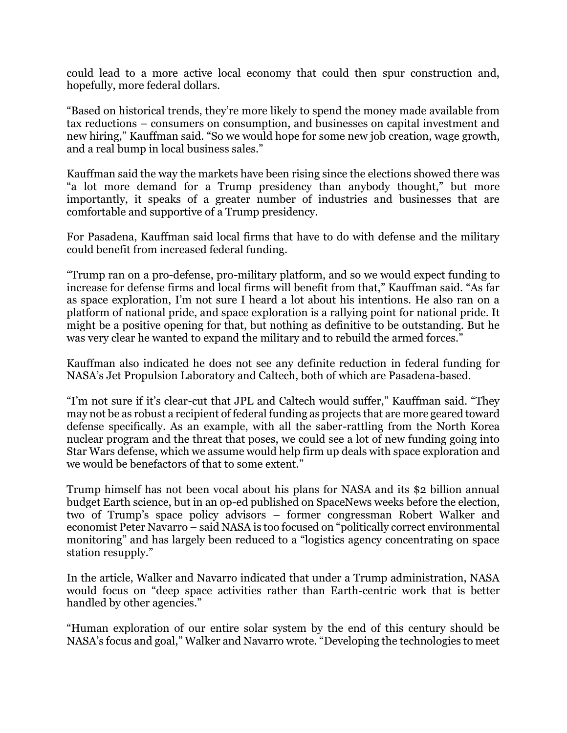could lead to a more active local economy that could then spur construction and, hopefully, more federal dollars.

"Based on historical trends, they're more likely to spend the money made available from tax reductions – consumers on consumption, and businesses on capital investment and new hiring," Kauffman said. "So we would hope for some new job creation, wage growth, and a real bump in local business sales."

Kauffman said the way the markets have been rising since the elections showed there was "a lot more demand for a Trump presidency than anybody thought," but more importantly, it speaks of a greater number of industries and businesses that are comfortable and supportive of a Trump presidency.

For Pasadena, Kauffman said local firms that have to do with defense and the military could benefit from increased federal funding.

"Trump ran on a pro-defense, pro-military platform, and so we would expect funding to increase for defense firms and local firms will benefit from that," Kauffman said. "As far as space exploration, I'm not sure I heard a lot about his intentions. He also ran on a platform of national pride, and space exploration is a rallying point for national pride. It might be a positive opening for that, but nothing as definitive to be outstanding. But he was very clear he wanted to expand the military and to rebuild the armed forces."

Kauffman also indicated he does not see any definite reduction in federal funding for NASA's Jet Propulsion Laboratory and Caltech, both of which are Pasadena-based.

"I'm not sure if it's clear-cut that JPL and Caltech would suffer," Kauffman said. "They may not be as robust a recipient of federal funding as projects that are more geared toward defense specifically. As an example, with all the saber-rattling from the North Korea nuclear program and the threat that poses, we could see a lot of new funding going into Star Wars defense, which we assume would help firm up deals with space exploration and we would be benefactors of that to some extent."

Trump himself has not been vocal about his plans for NASA and its $2 billion annual budget Earth science, but in an op-ed published on SpaceNews weeks before the election, two of Trump's space policy advisors – former congressman Robert Walker and economist Peter Navarro – said NASA is too focused on "politically correct environmental monitoring" and has largely been reduced to a "logistics agency concentrating on space station resupply."

In the article, Walker and Navarro indicated that under a Trump administration, NASA would focus on "deep space activities rather than Earth-centric work that is better handled by other agencies."

"Human exploration of our entire solar system by the end of this century should be NASA's focus and goal," Walker and Navarro wrote. "Developing the technologies to meet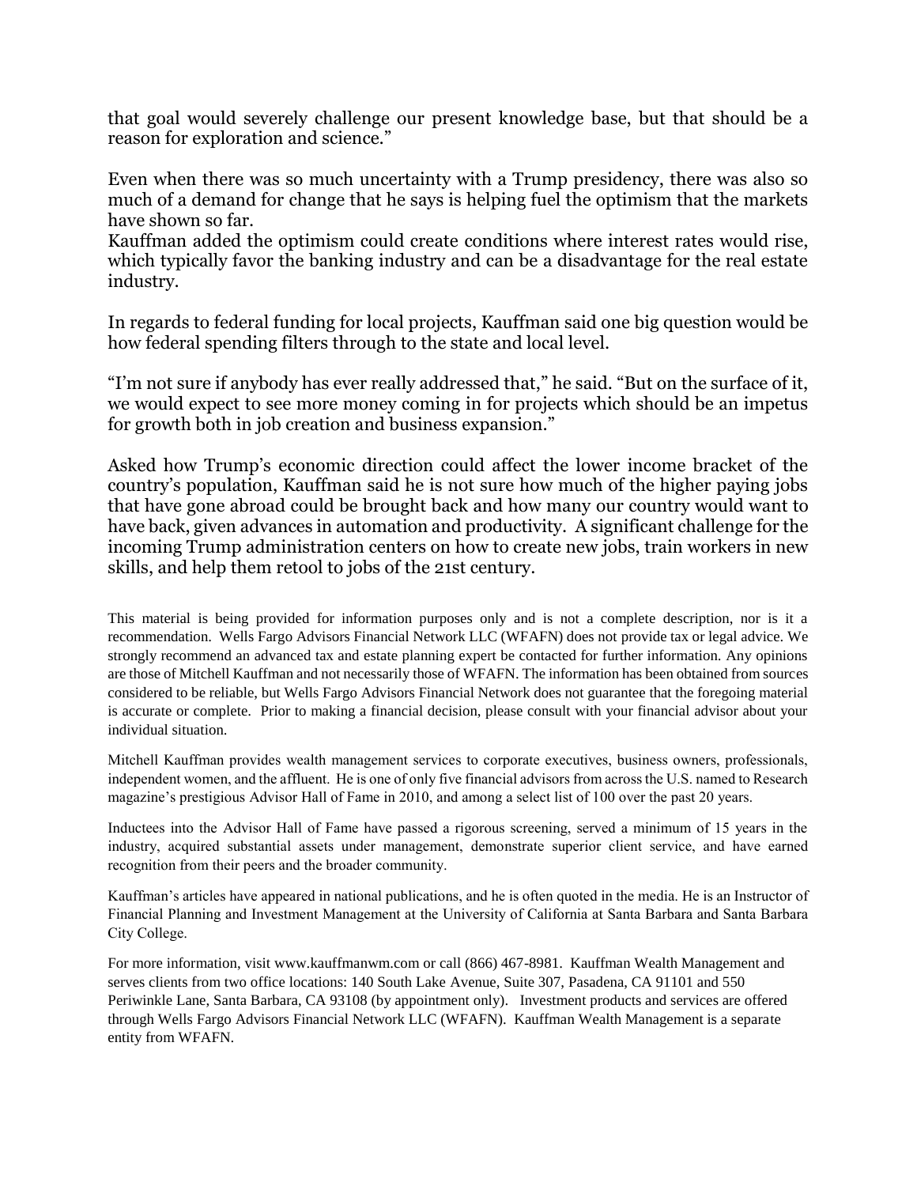that goal would severely challenge our present knowledge base, but that should be a reason for exploration and science."

Even when there was so much uncertainty with a Trump presidency, there was also so much of a demand for change that he says is helping fuel the optimism that the markets have shown so far.

Kauffman added the optimism could create conditions where interest rates would rise, which typically favor the banking industry and can be a disadvantage for the real estate industry.

In regards to federal funding for local projects, Kauffman said one big question would be how federal spending filters through to the state and local level.

"I'm not sure if anybody has ever really addressed that," he said. "But on the surface of it, we would expect to see more money coming in for projects which should be an impetus for growth both in job creation and business expansion."

Asked how Trump's economic direction could affect the lower income bracket of the country's population, Kauffman said he is not sure how much of the higher paying jobs that have gone abroad could be brought back and how many our country would want to have back, given advances in automation and productivity. A significant challenge for the incoming Trump administration centers on how to create new jobs, train workers in new skills, and help them retool to jobs of the 21st century.

This material is being provided for information purposes only and is not a complete description, nor is it a recommendation. Wells Fargo Advisors Financial Network LLC (WFAFN) does not provide tax or legal advice. We strongly recommend an advanced tax and estate planning expert be contacted for further information. Any opinions are those of Mitchell Kauffman and not necessarily those of WFAFN. The information has been obtained from sources considered to be reliable, but Wells Fargo Advisors Financial Network does not guarantee that the foregoing material is accurate or complete. Prior to making a financial decision, please consult with your financial advisor about your individual situation.

Mitchell Kauffman provides wealth management services to corporate executives, business owners, professionals, independent women, and the affluent. He is one of only five financial advisors from across the U.S. named to Research magazine's prestigious Advisor Hall of Fame in 2010, and among a select list of 100 over the past 20 years.

Inductees into the Advisor Hall of Fame have passed a rigorous screening, served a minimum of 15 years in the industry, acquired substantial assets under management, demonstrate superior client service, and have earned recognition from their peers and the broader community.

Kauffman's articles have appeared in national publications, and he is often quoted in the media. He is an Instructor of Financial Planning and Investment Management at the University of California at Santa Barbara and Santa Barbara City College.

For more information, visit www.kauffmanwm.com or call (866) 467-8981. Kauffman Wealth Management and serves clients from two office locations: 140 South Lake Avenue, Suite 307, Pasadena, CA 91101 and 550 Periwinkle Lane, Santa Barbara, CA 93108 (by appointment only). Investment products and services are offered through Wells Fargo Advisors Financial Network LLC (WFAFN). Kauffman Wealth Management is a separate entity from WFAFN.